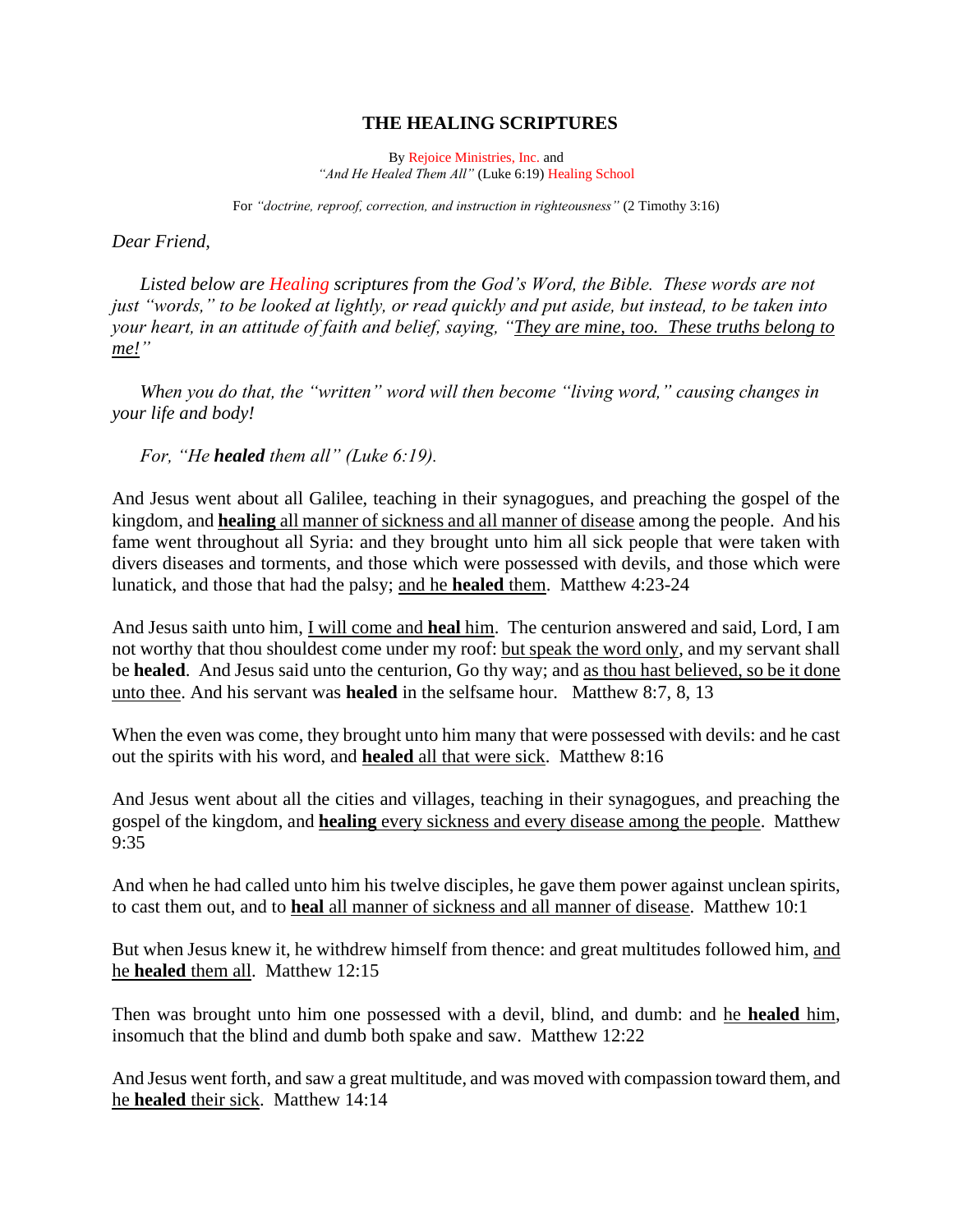# THE HEALING SCRIPTURES

By Rejoice Ministries, Inc. and
*"And He Healed Them All"* (Luke 6:19) Healing School

For *"doctrine, reproof, correction, and instruction in righteousness"* (2 Timothy 3:16)

*Dear Friend,*

*Listed below are Healing scriptures from the God's Word, the Bible. These words are not just "words," to be looked at lightly, or read quickly and put aside, but instead, to be taken into your heart, in an attitude of faith and belief, saying, "<u>They are mine, too. These truths belong to me!</u>"*

*When you do that, the "written" word will then become "living word," causing changes in your life and body!*

*For, "He **healed** them all" (Luke 6:19).*

And Jesus went about all Galilee, teaching in their synagogues, and preaching the gospel of the kingdom, and <u>**healing** all manner of sickness and all manner of disease</u> among the people. And his fame went throughout all Syria: and they brought unto him all sick people that were taken with divers diseases and torments, and those which were possessed with devils, and those which were lunatick, and those that had the palsy; <u>and he **healed** them</u>. Matthew 4:23-24

And Jesus saith unto him, <u>I will come and **heal** him</u>. The centurion answered and said, Lord, I am not worthy that thou shouldest come under my roof: <u>but speak the word only</u>, and my servant shall be **healed**. And Jesus said unto the centurion, Go thy way; and <u>as thou hast believed, so be it done unto thee</u>. And his servant was **healed** in the selfsame hour. Matthew 8:7, 8, 13

When the even was come, they brought unto him many that were possessed with devils: and he cast out the spirits with his word, and <u>**healed** all that were sick</u>. Matthew 8:16

And Jesus went about all the cities and villages, teaching in their synagogues, and preaching the gospel of the kingdom, and <u>**healing** every sickness and every disease among the people</u>. Matthew 9:35

And when he had called unto him his twelve disciples, he gave them power against unclean spirits, to cast them out, and to <u>**heal** all manner of sickness and all manner of disease</u>. Matthew 10:1

But when Jesus knew it, he withdrew himself from thence: and great multitudes followed him, <u>and he **healed** them all</u>. Matthew 12:15

Then was brought unto him one possessed with a devil, blind, and dumb: and <u>he **healed** him</u>, insomuch that the blind and dumb both spake and saw. Matthew 12:22

And Jesus went forth, and saw a great multitude, and was moved with compassion toward them, and <u>he **healed** their sick</u>. Matthew 14:14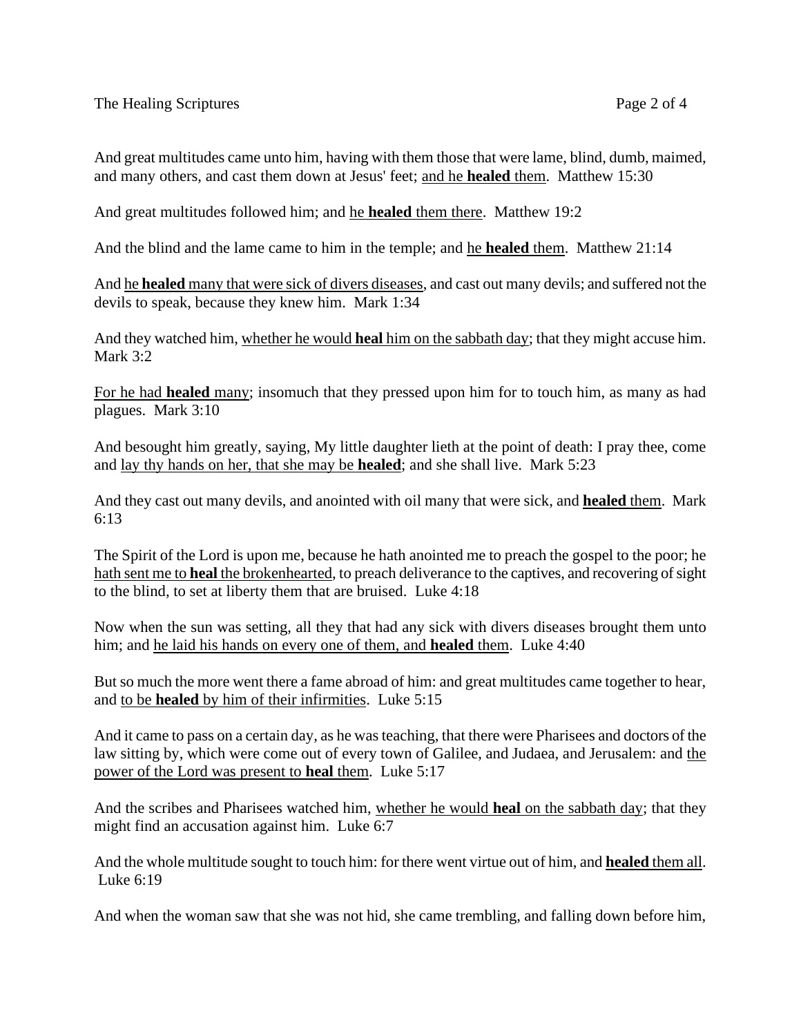And great multitudes came unto him, having with them those that were lame, blind, dumb, maimed, and many others, and cast them down at Jesus' feet; <u>and he **healed** them</u>. Matthew 15:30

And great multitudes followed him; and <u>he **healed** them there</u>. Matthew 19:2

And the blind and the lame came to him in the temple; and <u>he **healed** them</u>. Matthew 21:14

And <u>he **healed** many that were sick of divers diseases</u>, and cast out many devils; and suffered not the devils to speak, because they knew him. Mark 1:34

And they watched him, <u>whether he would **heal** him on the sabbath day</u>; that they might accuse him. Mark 3:2

<u>For he had **healed** many</u>; insomuch that they pressed upon him for to touch him, as many as had plagues. Mark 3:10

And besought him greatly, saying, My little daughter lieth at the point of death: I pray thee, come and <u>lay thy hands on her, that she may be **healed**</u>; and she shall live. Mark 5:23

And they cast out many devils, and anointed with oil many that were sick, and <u>**healed** them</u>. Mark 6:13

The Spirit of the Lord is upon me, because he hath anointed me to preach the gospel to the poor; he <u>hath sent me to **heal** the brokenhearted</u>, to preach deliverance to the captives, and recovering of sight to the blind, to set at liberty them that are bruised. Luke 4:18

Now when the sun was setting, all they that had any sick with divers diseases brought them unto him; and <u>he laid his hands on every one of them, and **healed** them</u>. Luke 4:40

But so much the more went there a fame abroad of him: and great multitudes came together to hear, and <u>to be **healed** by him of their infirmities</u>. Luke 5:15

And it came to pass on a certain day, as he was teaching, that there were Pharisees and doctors of the law sitting by, which were come out of every town of Galilee, and Judaea, and Jerusalem: and <u>the power of the Lord was present to **heal** them</u>. Luke 5:17

And the scribes and Pharisees watched him, <u>whether he would **heal** on the sabbath day</u>; that they might find an accusation against him. Luke 6:7

And the whole multitude sought to touch him: for there went virtue out of him, and <u>**healed** them all</u>. Luke 6:19

And when the woman saw that she was not hid, she came trembling, and falling down before him,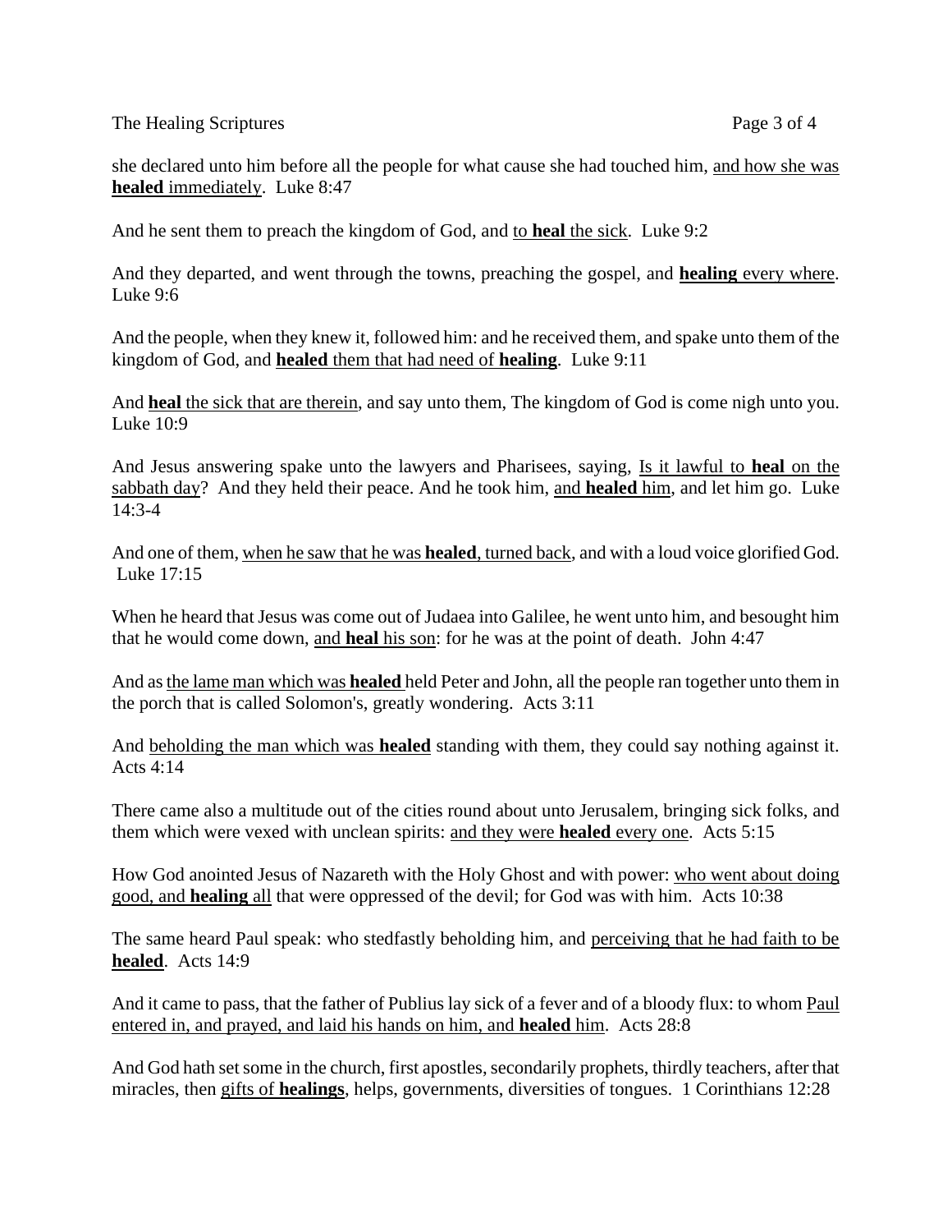she declared unto him before all the people for what cause she had touched him, <u>and how she was **healed** immediately</u>.  Luke 8:47

And he sent them to preach the kingdom of God, and <u>to **heal** the sick</u>.  Luke 9:2

And they departed, and went through the towns, preaching the gospel, and <u>**healing** every where</u>. Luke 9:6

And the people, when they knew it, followed him: and he received them, and spake unto them of the kingdom of God, and <u>**healed** them that had need of **healing**</u>.  Luke 9:11

And <u>**heal** the sick that are therein</u>, and say unto them, The kingdom of God is come nigh unto you. Luke 10:9

And Jesus answering spake unto the lawyers and Pharisees, saying, <u>Is it lawful to **heal** on the sabbath day</u>?  And they held their peace. And he took him, <u>and **healed** him</u>, and let him go.  Luke 14:3-4

And one of them, <u>when he saw that he was **healed**, turned back</u>, and with a loud voice glorified God. Luke 17:15

When he heard that Jesus was come out of Judaea into Galilee, he went unto him, and besought him that he would come down, <u>and **heal** his son</u>: for he was at the point of death.  John 4:47

And as <u>the lame man which was **healed**</u> held Peter and John, all the people ran together unto them in the porch that is called Solomon's, greatly wondering.  Acts 3:11

And <u>beholding the man which was **healed**</u> standing with them, they could say nothing against it. Acts 4:14

There came also a multitude out of the cities round about unto Jerusalem, bringing sick folks, and them which were vexed with unclean spirits: <u>and they were **healed** every one</u>.  Acts 5:15

How God anointed Jesus of Nazareth with the Holy Ghost and with power: <u>who went about doing good, and **healing** all</u> that were oppressed of the devil; for God was with him.  Acts 10:38

The same heard Paul speak: who stedfastly beholding him, and <u>perceiving that he had faith to be **healed**</u>.  Acts 14:9

And it came to pass, that the father of Publius lay sick of a fever and of a bloody flux: to whom <u>Paul entered in, and prayed, and laid his hands on him, and **healed** him</u>.  Acts 28:8

And God hath set some in the church, first apostles, secondarily prophets, thirdly teachers, after that miracles, then <u>gifts of **healings**</u>, helps, governments, diversities of tongues.  1 Corinthians 12:28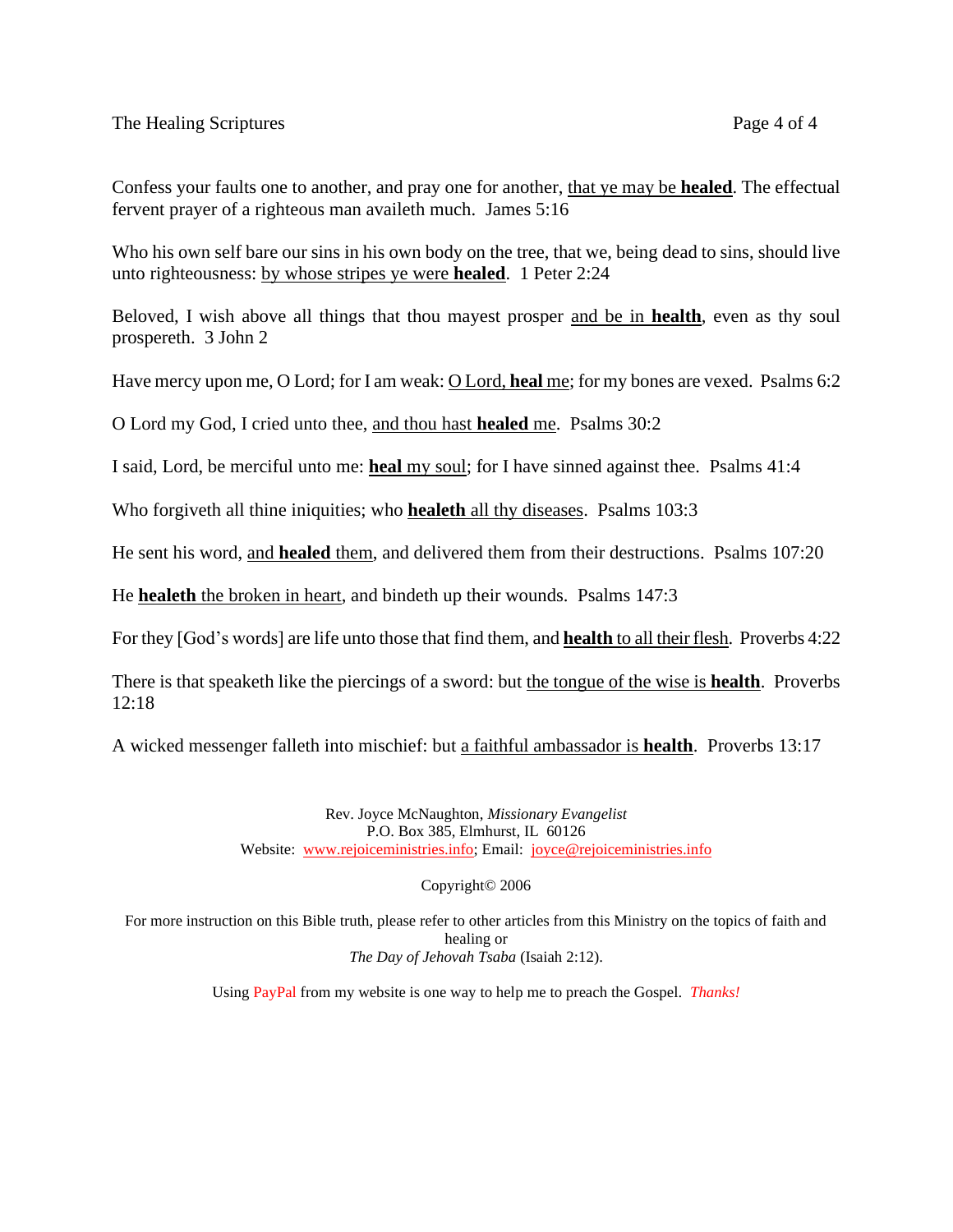Confess your faults one to another, and pray one for another, <u>that ye may be **healed**</u>. The effectual fervent prayer of a righteous man availeth much. James 5:16

Who his own self bare our sins in his own body on the tree, that we, being dead to sins, should live unto righteousness: <u>by whose stripes ye were **healed**</u>. 1 Peter 2:24

Beloved, I wish above all things that thou mayest prosper <u>and be in **health**</u>, even as thy soul prospereth. 3 John 2

Have mercy upon me, O Lord; for I am weak: <u>O Lord, **heal** me</u>; for my bones are vexed. Psalms 6:2

O Lord my God, I cried unto thee, <u>and thou hast **healed** me</u>. Psalms 30:2

I said, Lord, be merciful unto me: <u>**heal** my soul</u>; for I have sinned against thee. Psalms 41:4

Who forgiveth all thine iniquities; who <u>**healeth** all thy diseases</u>. Psalms 103:3

He sent his word, <u>and **healed** them</u>, and delivered them from their destructions. Psalms 107:20

He <u>**healeth** the broken in heart</u>, and bindeth up their wounds. Psalms 147:3

For they [God's words] are life unto those that find them, and <u>**health** to all their flesh</u>. Proverbs 4:22

There is that speaketh like the piercings of a sword: but <u>the tongue of the wise is **health**</u>. Proverbs 12:18

A wicked messenger falleth into mischief: but <u>a faithful ambassador is **health**</u>. Proverbs 13:17

Rev. Joyce McNaughton, *Missionary Evangelist*
P.O. Box 385, Elmhurst, IL 60126
Website: www.rejoiceministries.info; Email: joyce@rejoiceministries.info

Copyright© 2006

For more instruction on this Bible truth, please refer to other articles from this Ministry on the topics of faith and healing or
*The Day of Jehovah Tsaba* (Isaiah 2:12).

Using PayPal from my website is one way to help me to preach the Gospel. *Thanks!*